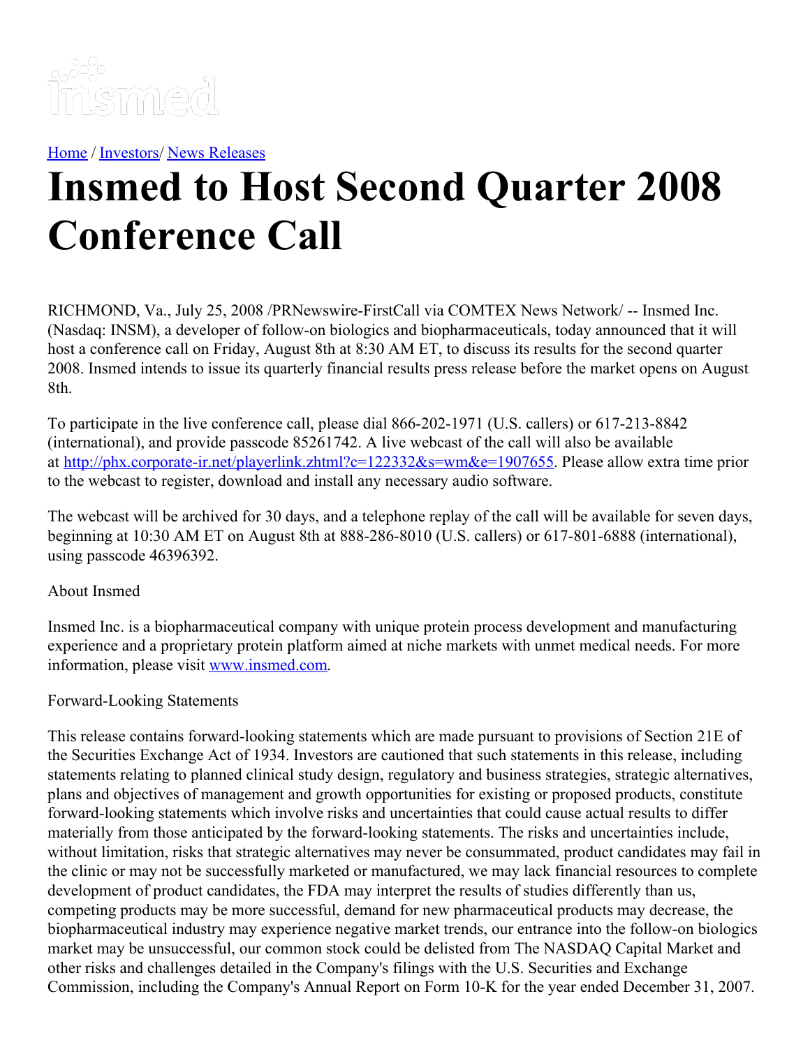[Home](#) / [Investors](#)/ [News Releases](#)

# Insmed to Host Second Quarter 2008 Conference Call

RICHMOND, Va., July 25, 2008 /PRNewswire-FirstCall via COMTEX News Network/ -- Insmed Inc. (Nasdaq: INSM), a developer of follow-on biologics and biopharmaceuticals, today announced that it will host a conference call on Friday, August 8th at 8:30 AM ET, to discuss its results for the second quarter 2008. Insmed intends to issue its quarterly financial results press release before the market opens on August 8th.

To participate in the live conference call, please dial 866-202-1971 (U.S. callers) or 617-213-8842 (international), and provide passcode 85261742. A live webcast of the call will also be available at [http://phx.corporate-ir.net/playerlink.zhtml?c=122332&s=wm&e=1907655](http://phx.corporate-ir.net/playerlink.zhtml?c=122332&s=wm&e=1907655). Please allow extra time prior to the webcast to register, download and install any necessary audio software.

The webcast will be archived for 30 days, and a telephone replay of the call will be available for seven days, beginning at 10:30 AM ET on August 8th at 888-286-8010 (U.S. callers) or 617-801-6888 (international), using passcode 46396392.

About Insmed

Insmed Inc. is a biopharmaceutical company with unique protein process development and manufacturing experience and a proprietary protein platform aimed at niche markets with unmet medical needs. For more information, please visit [www.insmed.com](http://www.insmed.com).

Forward-Looking Statements

This release contains forward-looking statements which are made pursuant to provisions of Section 21E of the Securities Exchange Act of 1934. Investors are cautioned that such statements in this release, including statements relating to planned clinical study design, regulatory and business strategies, strategic alternatives, plans and objectives of management and growth opportunities for existing or proposed products, constitute forward-looking statements which involve risks and uncertainties that could cause actual results to differ materially from those anticipated by the forward-looking statements. The risks and uncertainties include, without limitation, risks that strategic alternatives may never be consummated, product candidates may fail in the clinic or may not be successfully marketed or manufactured, we may lack financial resources to complete development of product candidates, the FDA may interpret the results of studies differently than us, competing products may be more successful, demand for new pharmaceutical products may decrease, the biopharmaceutical industry may experience negative market trends, our entrance into the follow-on biologics market may be unsuccessful, our common stock could be delisted from The NASDAQ Capital Market and other risks and challenges detailed in the Company's filings with the U.S. Securities and Exchange Commission, including the Company's Annual Report on Form 10-K for the year ended December 31, 2007.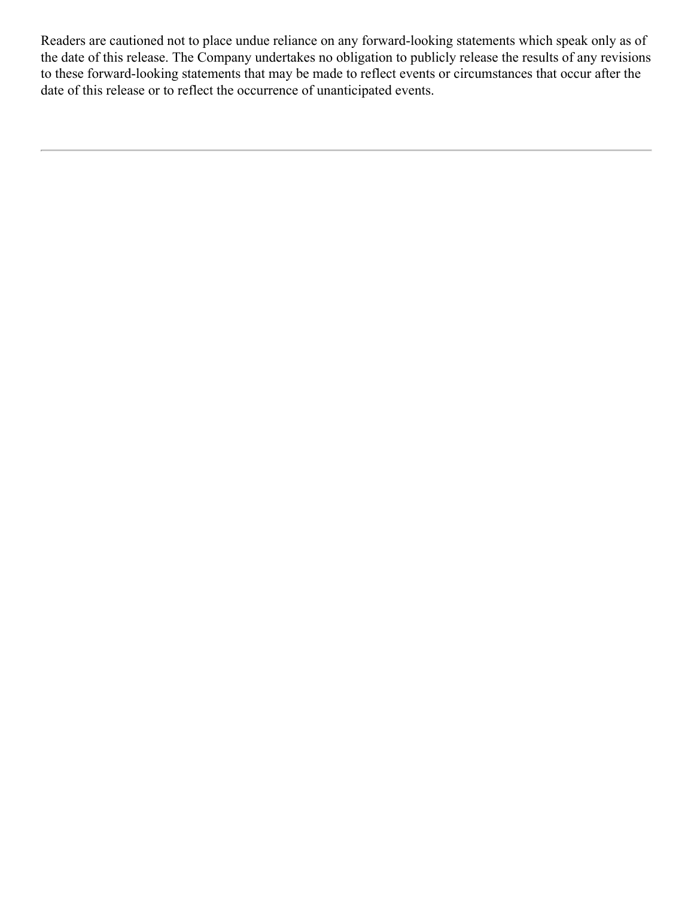Readers are cautioned not to place undue reliance on any forward-looking statements which speak only as of the date of this release. The Company undertakes no obligation to publicly release the results of any revisions to these forward-looking statements that may be made to reflect events or circumstances that occur after the date of this release or to reflect the occurrence of unanticipated events.

---